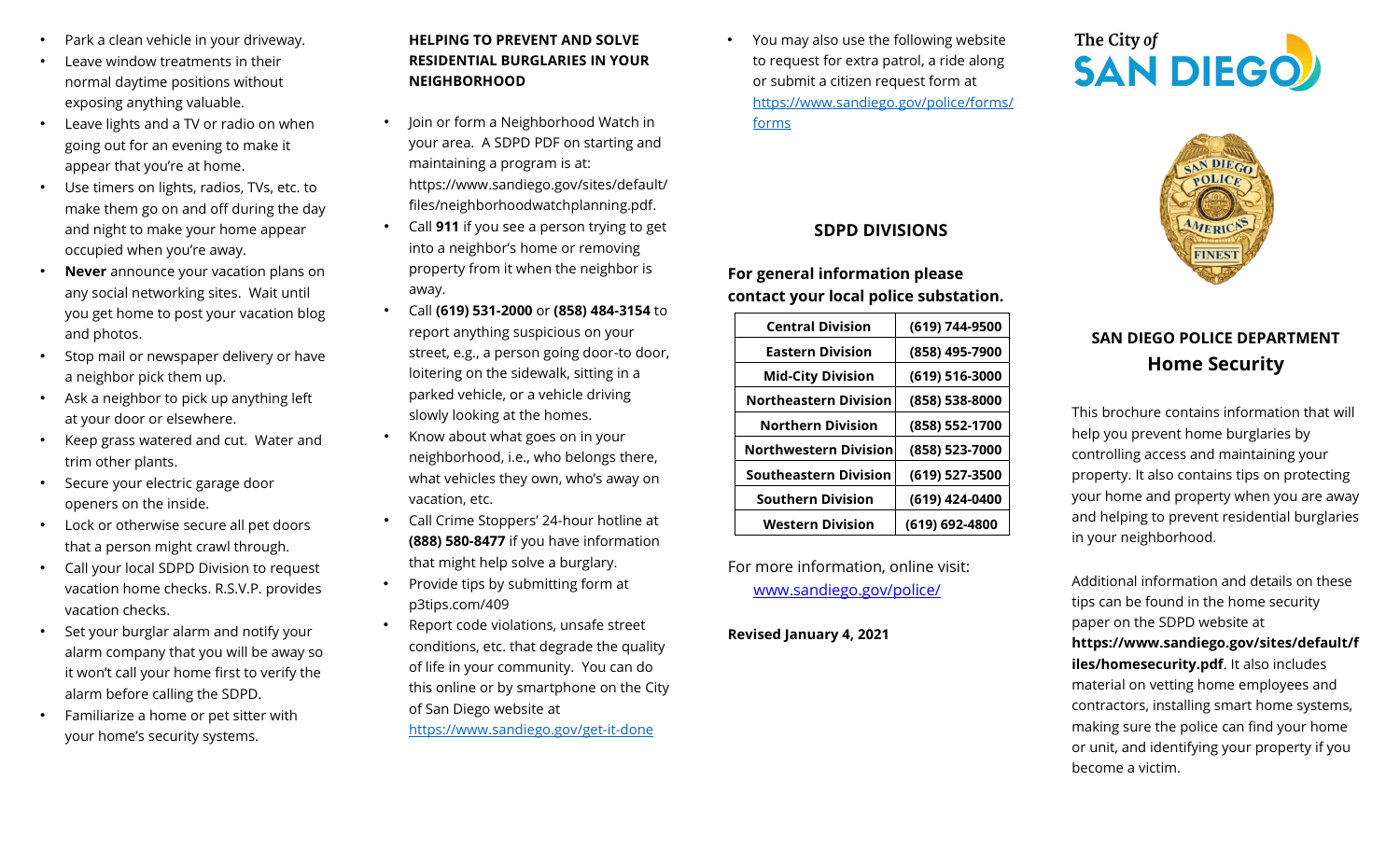- Park a clean vehicle in your driveway.
- Leave window treatments in their normal daytime positions without exposing anything valuable.
- Leave lights and a TV or radio on when going out for an evening to make it appear that you're at home.
- Use timers on lights, radios, TVs, etc. to make them go on and off during the day and night to make your home appear occupied when you're away.
- **Never** announce your vacation plans on any social networking sites. Wait until you get home to post your vacation blog and photos.
- Stop mail or newspaper delivery or have a neighbor pick them up.
- Ask a neighbor to pick up anything left at your door or elsewhere.
- Keep grass watered and cut. Water and trim other plants.
- Secure your electric garage door openers on the inside.
- Lock or otherwise secure all pet doors that a person might crawl through.
- Call your local SDPD Division to request vacation home checks. R.S.V.P. provides vacation checks.
- Set your burglar alarm and notify your alarm company that you will be away so it won't call your home first to verify the alarm before calling the SDPD.
- Familiarize a home or pet sitter with your home's security systems.

**HELPING TO PREVENT AND SOLVE RESIDENTIAL BURGLARIES IN YOUR NEIGHBORHOOD**

- Join or form a Neighborhood Watch in your area. A SDPD PDF on starting and maintaining a program is at: https://www.sandiego.gov/sites/default/files/neighborhoodwatchplanning.pdf.
- Call **911** if you see a person trying to get into a neighbor's home or removing property from it when the neighbor is away.
- Call **(619) 531-2000** or **(858) 484-3154** to report anything suspicious on your street, e.g., a person going door-to door, loitering on the sidewalk, sitting in a parked vehicle, or a vehicle driving slowly looking at the homes.
- Know about what goes on in your neighborhood, i.e., who belongs there, what vehicles they own, who's away on vacation, etc.
- Call Crime Stoppers' 24-hour hotline at **(888) 580-8477** if you have information that might help solve a burglary.
- Provide tips by submitting form at p3tips.com/409
- Report code violations, unsafe street conditions, etc. that degrade the quality of life in your community. You can do this online or by smartphone on the City of San Diego website at https://www.sandiego.gov/get-it-done
- You may also use the following website to request for extra patrol, a ride along or submit a citizen request form at https://www.sandiego.gov/police/forms/forms

## SDPD DIVISIONS

**For general information please contact your local police substation.**

| Division | Phone |
|---|---|
| Central Division | (619) 744-9500 |
| Eastern Division | (858) 495-7900 |
| Mid-City Division | (619) 516-3000 |
| Northeastern Division | (858) 538-8000 |
| Northern Division | (858) 552-1700 |
| Northwestern Division | (858) 523-7000 |
| Southeastern Division | (619) 527-3500 |
| Southern Division | (619) 424-0400 |
| Western Division | (619) 692-4800 |

For more information, online visit: www.sandiego.gov/police/

**Revised January 4, 2021**

The City of SAN DIEGO

## SAN DIEGO POLICE DEPARTMENT

# Home Security

This brochure contains information that will help you prevent home burglaries by controlling access and maintaining your property. It also contains tips on protecting your home and property when you are away and helping to prevent residential burglaries in your neighborhood.

Additional information and details on these tips can be found in the home security paper on the SDPD website at **https://www.sandiego.gov/sites/default/files/homesecurity.pdf**. It also includes material on vetting home employees and contractors, installing smart home systems, making sure the police can find your home or unit, and identifying your property if you become a victim.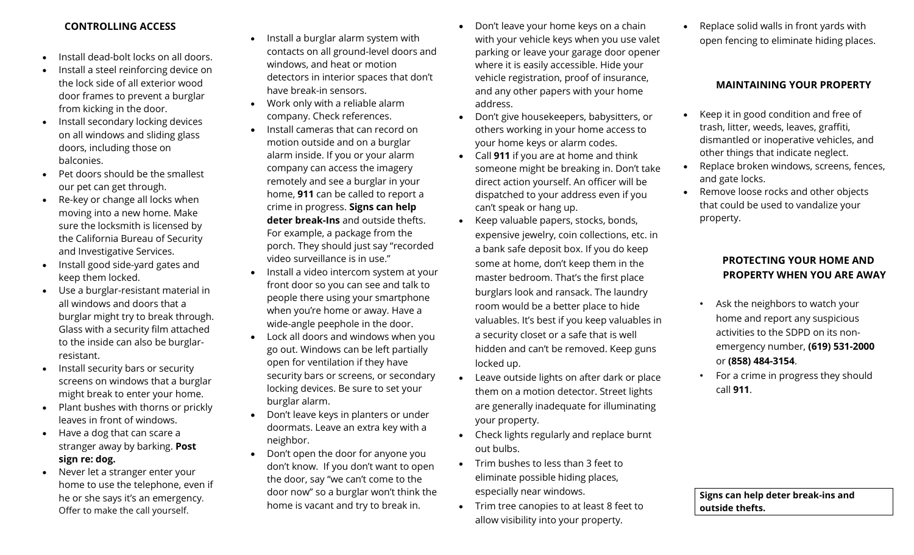## CONTROLLING ACCESS

- Install dead-bolt locks on all doors.
- Install a steel reinforcing device on the lock side of all exterior wood door frames to prevent a burglar from kicking in the door.
- Install secondary locking devices on all windows and sliding glass doors, including those on balconies.
- Pet doors should be the smallest our pet can get through.
- Re-key or change all locks when moving into a new home. Make sure the locksmith is licensed by the California Bureau of Security and Investigative Services.
- Install good side-yard gates and keep them locked.
- Use a burglar-resistant material in all windows and doors that a burglar might try to break through. Glass with a security film attached to the inside can also be burglar-resistant.
- Install security bars or security screens on windows that a burglar might break to enter your home.
- Plant bushes with thorns or prickly leaves in front of windows.
- Have a dog that can scare a stranger away by barking. **Post sign re: dog.**
- Never let a stranger enter your home to use the telephone, even if he or she says it's an emergency. Offer to make the call yourself.
- Install a burglar alarm system with contacts on all ground-level doors and windows, and heat or motion detectors in interior spaces that don't have break-in sensors.
- Work only with a reliable alarm company. Check references.
- Install cameras that can record on motion outside and on a burglar alarm inside. If you or your alarm company can access the imagery remotely and see a burglar in your home, **911** can be called to report a crime in progress. **Signs can help deter break-Ins** and outside thefts. For example, a package from the porch. They should just say "recorded video surveillance is in use."
- Install a video intercom system at your front door so you can see and talk to people there using your smartphone when you're home or away. Have a wide-angle peephole in the door.
- Lock all doors and windows when you go out. Windows can be left partially open for ventilation if they have security bars or screens, or secondary locking devices. Be sure to set your burglar alarm.
- Don't leave keys in planters or under doormats. Leave an extra key with a neighbor.
- Don't open the door for anyone you don't know. If you don't want to open the door, say "we can't come to the door now" so a burglar won't think the home is vacant and try to break in.
- Don't leave your home keys on a chain with your vehicle keys when you use valet parking or leave your garage door opener where it is easily accessible. Hide your vehicle registration, proof of insurance, and any other papers with your home address.
- Don't give housekeepers, babysitters, or others working in your home access to your home keys or alarm codes.
- Call **911** if you are at home and think someone might be breaking in. Don't take direct action yourself. An officer will be dispatched to your address even if you can't speak or hang up.
- Keep valuable papers, stocks, bonds, expensive jewelry, coin collections, etc. in a bank safe deposit box. If you do keep some at home, don't keep them in the master bedroom. That's the first place burglars look and ransack. The laundry room would be a better place to hide valuables. It's best if you keep valuables in a security closet or a safe that is well hidden and can't be removed. Keep guns locked up.
- Leave outside lights on after dark or place them on a motion detector. Street lights are generally inadequate for illuminating your property.
- Check lights regularly and replace burnt out bulbs.
- Trim bushes to less than 3 feet to eliminate possible hiding places, especially near windows.
- Trim tree canopies to at least 8 feet to allow visibility into your property.
- Replace solid walls in front yards with open fencing to eliminate hiding places.

## MAINTAINING YOUR PROPERTY

- Keep it in good condition and free of trash, litter, weeds, leaves, graffiti, dismantled or inoperative vehicles, and other things that indicate neglect.
- Replace broken windows, screens, fences, and gate locks.
- Remove loose rocks and other objects that could be used to vandalize your property.

## PROTECTING YOUR HOME AND PROPERTY WHEN YOU ARE AWAY

- Ask the neighbors to watch your home and report any suspicious activities to the SDPD on its non-emergency number, **(619) 531-2000** or **(858) 484-3154**.
- For a crime in progress they should call **911**.

**Signs can help deter break-ins and outside thefts.**